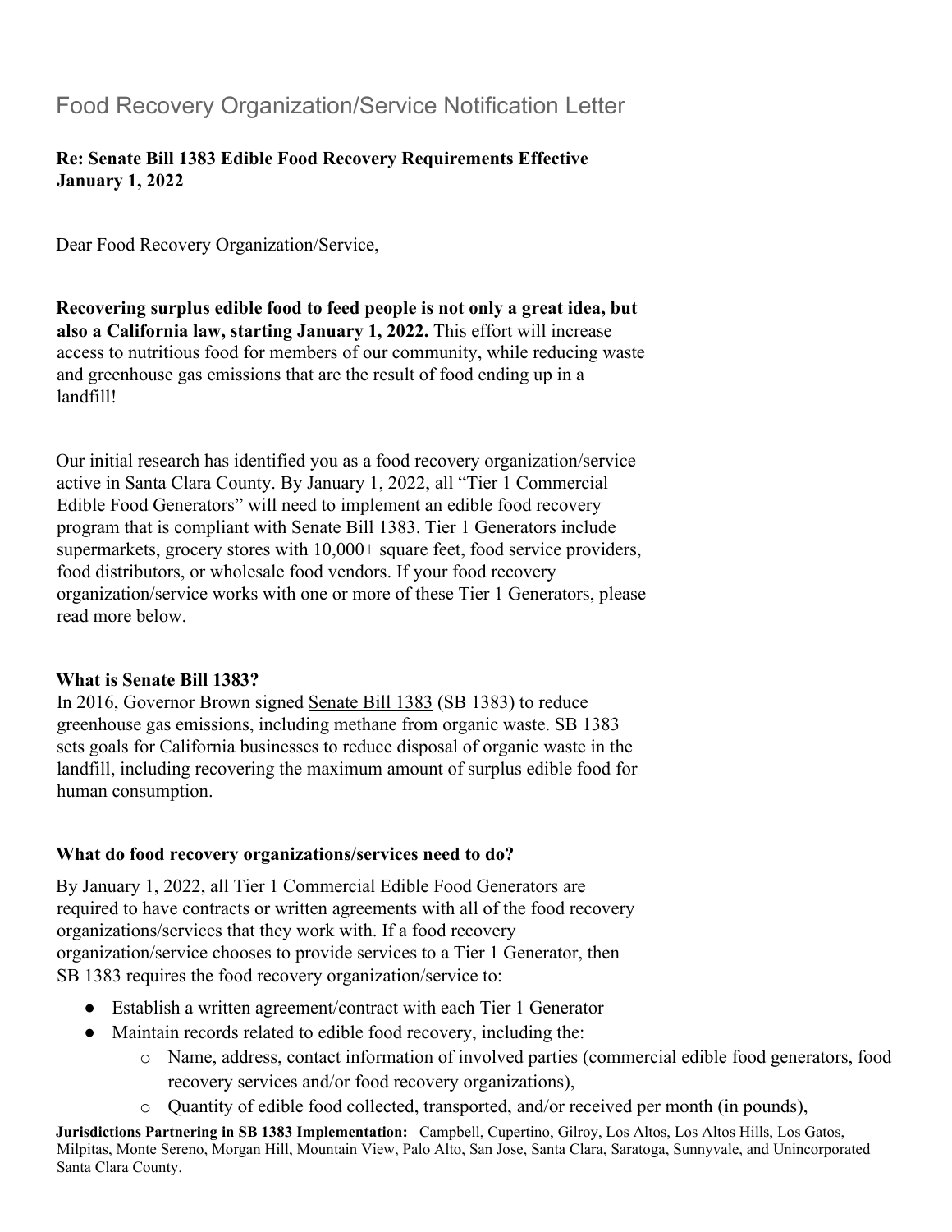# Food Recovery Organization/Service Notification Letter

**Re: Senate Bill 1383 Edible Food Recovery Requirements Effective January 1, 2022**

Dear Food Recovery Organization/Service,

**Recovering surplus edible food to feed people is not only a great idea, but also a California law, starting January 1, 2022.** This effort will increase access to nutritious food for members of our community, while reducing waste and greenhouse gas emissions that are the result of food ending up in a landfill!

Our initial research has identified you as a food recovery organization/service active in Santa Clara County. By January 1, 2022, all "Tier 1 Commercial Edible Food Generators" will need to implement an edible food recovery program that is compliant with Senate Bill 1383. Tier 1 Generators include supermarkets, grocery stores with 10,000+ square feet, food service providers, food distributors, or wholesale food vendors. If your food recovery organization/service works with one or more of these Tier 1 Generators, please read more below.

**What is Senate Bill 1383?**

In 2016, Governor Brown signed Senate Bill 1383 (SB 1383) to reduce greenhouse gas emissions, including methane from organic waste. SB 1383 sets goals for California businesses to reduce disposal of organic waste in the landfill, including recovering the maximum amount of surplus edible food for human consumption.

**What do food recovery organizations/services need to do?**

By January 1, 2022, all Tier 1 Commercial Edible Food Generators are required to have contracts or written agreements with all of the food recovery organizations/services that they work with. If a food recovery organization/service chooses to provide services to a Tier 1 Generator, then SB 1383 requires the food recovery organization/service to:

- Establish a written agreement/contract with each Tier 1 Generator
- Maintain records related to edible food recovery, including the:
  - Name, address, contact information of involved parties (commercial edible food generators, food recovery services and/or food recovery organizations),
  - Quantity of edible food collected, transported, and/or received per month (in pounds),

**Jurisdictions Partnering in SB 1383 Implementation:** Campbell, Cupertino, Gilroy, Los Altos, Los Altos Hills, Los Gatos, Milpitas, Monte Sereno, Morgan Hill, Mountain View, Palo Alto, San Jose, Santa Clara, Saratoga, Sunnyvale, and Unincorporated Santa Clara County.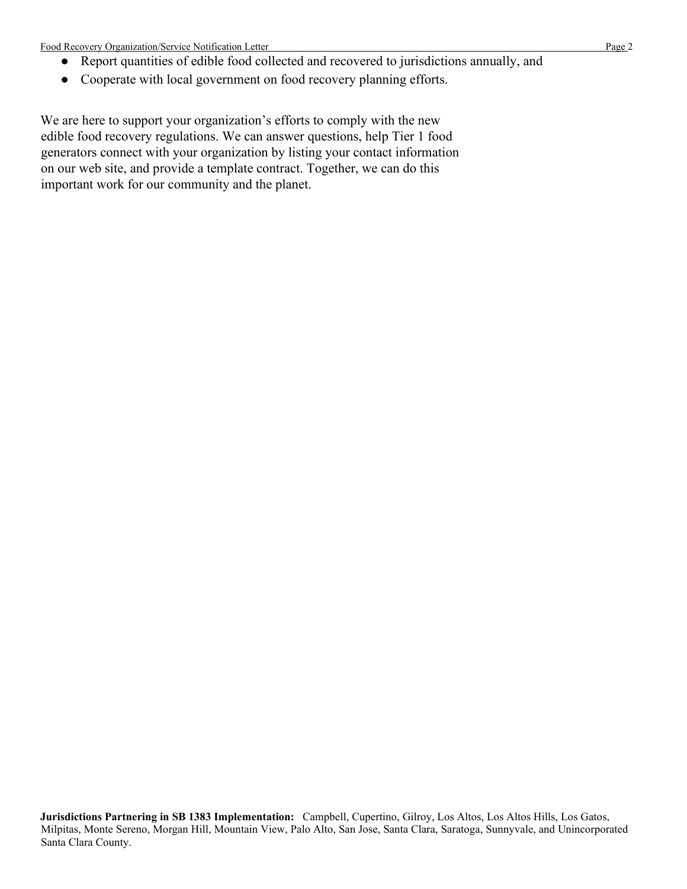- Report quantities of edible food collected and recovered to jurisdictions annually, and
- Cooperate with local government on food recovery planning efforts.

We are here to support your organization's efforts to comply with the new edible food recovery regulations. We can answer questions, help Tier 1 food generators connect with your organization by listing your contact information on our web site, and provide a template contract. Together, we can do this important work for our community and the planet.

**Jurisdictions Partnering in SB 1383 Implementation:** Campbell, Cupertino, Gilroy, Los Altos, Los Altos Hills, Los Gatos, Milpitas, Monte Sereno, Morgan Hill, Mountain View, Palo Alto, San Jose, Santa Clara, Saratoga, Sunnyvale, and Unincorporated Santa Clara County.